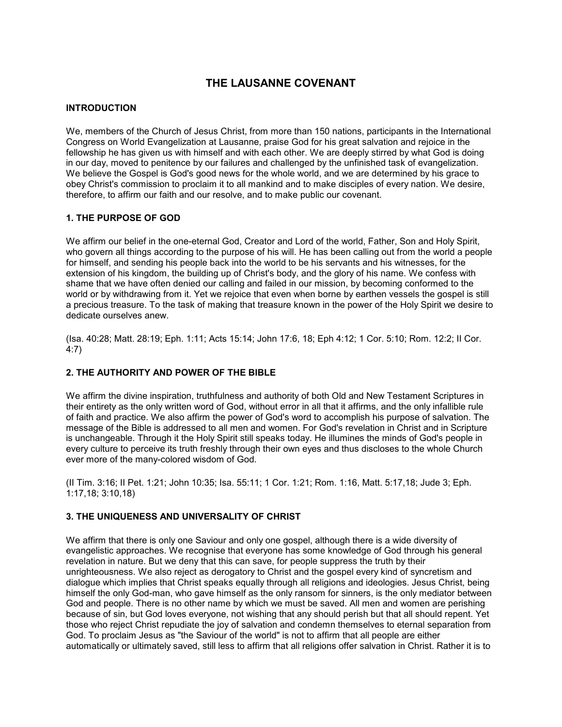# THE LAUSANNE COVENANT

## INTRODUCTION

We, members of the Church of Jesus Christ, from more than 150 nations, participants in the International Congress on World Evangelization at Lausanne, praise God for his great salvation and rejoice in the fellowship he has given us with himself and with each other. We are deeply stirred by what God is doing in our day, moved to penitence by our failures and challenged by the unfinished task of evangelization. We believe the Gospel is God's good news for the whole world, and we are determined by his grace to obey Christ's commission to proclaim it to all mankind and to make disciples of every nation. We desire, therefore, to affirm our faith and our resolve, and to make public our covenant.

## 1. THE PURPOSE OF GOD

We affirm our belief in the one-eternal God, Creator and Lord of the world, Father, Son and Holy Spirit, who govern all things according to the purpose of his will. He has been calling out from the world a people for himself, and sending his people back into the world to be his servants and his witnesses, for the extension of his kingdom, the building up of Christ's body, and the glory of his name. We confess with shame that we have often denied our calling and failed in our mission, by becoming conformed to the world or by withdrawing from it. Yet we rejoice that even when borne by earthen vessels the gospel is still a precious treasure. To the task of making that treasure known in the power of the Holy Spirit we desire to dedicate ourselves anew.

(Isa. 40:28; Matt. 28:19; Eph. 1:11; Acts 15:14; John 17:6, 18; Eph 4:12; 1 Cor. 5:10; Rom. 12:2; II Cor. 4:7)

## 2. THE AUTHORITY AND POWER OF THE BIBLE

We affirm the divine inspiration, truthfulness and authority of both Old and New Testament Scriptures in their entirety as the only written word of God, without error in all that it affirms, and the only infallible rule of faith and practice. We also affirm the power of God's word to accomplish his purpose of salvation. The message of the Bible is addressed to all men and women. For God's revelation in Christ and in Scripture is unchangeable. Through it the Holy Spirit still speaks today. He illumines the minds of God's people in every culture to perceive its truth freshly through their own eyes and thus discloses to the whole Church ever more of the many-colored wisdom of God.

(II Tim. 3:16; II Pet. 1:21; John 10:35; Isa. 55:11; 1 Cor. 1:21; Rom. 1:16, Matt. 5:17,18; Jude 3; Eph. 1:17,18; 3:10,18)

## 3. THE UNIQUENESS AND UNIVERSALITY OF CHRIST

We affirm that there is only one Saviour and only one gospel, although there is a wide diversity of evangelistic approaches. We recognise that everyone has some knowledge of God through his general revelation in nature. But we deny that this can save, for people suppress the truth by their unrighteousness. We also reject as derogatory to Christ and the gospel every kind of syncretism and dialogue which implies that Christ speaks equally through all religions and ideologies. Jesus Christ, being himself the only God-man, who gave himself as the only ransom for sinners, is the only mediator between God and people. There is no other name by which we must be saved. All men and women are perishing because of sin, but God loves everyone, not wishing that any should perish but that all should repent. Yet those who reject Christ repudiate the joy of salvation and condemn themselves to eternal separation from God. To proclaim Jesus as "the Saviour of the world" is not to affirm that all people are either automatically or ultimately saved, still less to affirm that all religions offer salvation in Christ. Rather it is to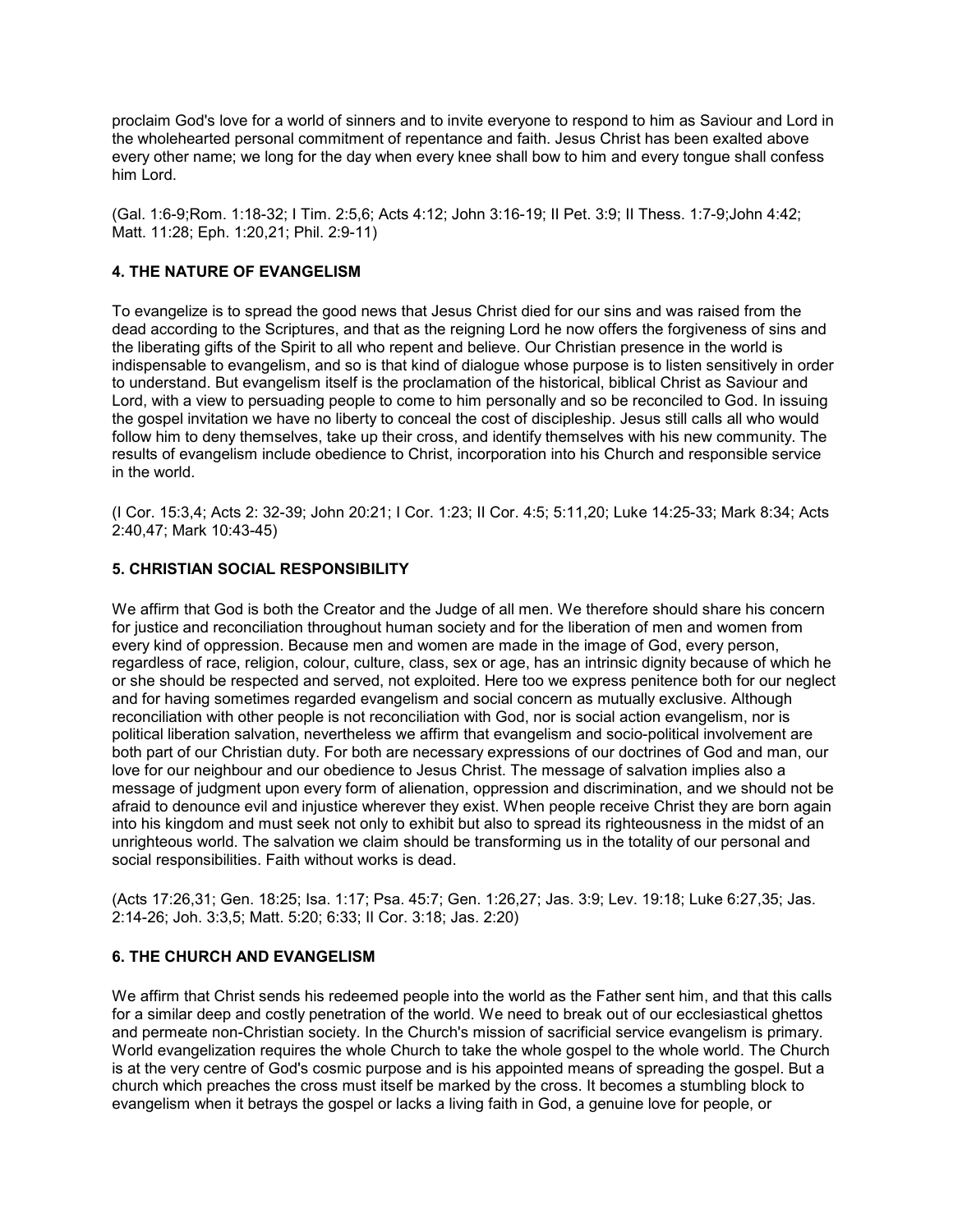proclaim God's love for a world of sinners and to invite everyone to respond to him as Saviour and Lord in the wholehearted personal commitment of repentance and faith. Jesus Christ has been exalted above every other name; we long for the day when every knee shall bow to him and every tongue shall confess him Lord.

(Gal. 1:6-9;Rom. 1:18-32; I Tim. 2:5,6; Acts 4:12; John 3:16-19; II Pet. 3:9; II Thess. 1:7-9;John 4:42; Matt. 11:28; Eph. 1:20,21; Phil. 2:9-11)

## 4. THE NATURE OF EVANGELISM

To evangelize is to spread the good news that Jesus Christ died for our sins and was raised from the dead according to the Scriptures, and that as the reigning Lord he now offers the forgiveness of sins and the liberating gifts of the Spirit to all who repent and believe. Our Christian presence in the world is indispensable to evangelism, and so is that kind of dialogue whose purpose is to listen sensitively in order to understand. But evangelism itself is the proclamation of the historical, biblical Christ as Saviour and Lord, with a view to persuading people to come to him personally and so be reconciled to God. In issuing the gospel invitation we have no liberty to conceal the cost of discipleship. Jesus still calls all who would follow him to deny themselves, take up their cross, and identify themselves with his new community. The results of evangelism include obedience to Christ, incorporation into his Church and responsible service in the world.

(I Cor. 15:3,4; Acts 2: 32-39; John 20:21; I Cor. 1:23; II Cor. 4:5; 5:11,20; Luke 14:25-33; Mark 8:34; Acts 2:40,47; Mark 10:43-45)

## 5. CHRISTIAN SOCIAL RESPONSIBILITY

We affirm that God is both the Creator and the Judge of all men. We therefore should share his concern for justice and reconciliation throughout human society and for the liberation of men and women from every kind of oppression. Because men and women are made in the image of God, every person, regardless of race, religion, colour, culture, class, sex or age, has an intrinsic dignity because of which he or she should be respected and served, not exploited. Here too we express penitence both for our neglect and for having sometimes regarded evangelism and social concern as mutually exclusive. Although reconciliation with other people is not reconciliation with God, nor is social action evangelism, nor is political liberation salvation, nevertheless we affirm that evangelism and socio-political involvement are both part of our Christian duty. For both are necessary expressions of our doctrines of God and man, our love for our neighbour and our obedience to Jesus Christ. The message of salvation implies also a message of judgment upon every form of alienation, oppression and discrimination, and we should not be afraid to denounce evil and injustice wherever they exist. When people receive Christ they are born again into his kingdom and must seek not only to exhibit but also to spread its righteousness in the midst of an unrighteous world. The salvation we claim should be transforming us in the totality of our personal and social responsibilities. Faith without works is dead.

(Acts 17:26,31; Gen. 18:25; Isa. 1:17; Psa. 45:7; Gen. 1:26,27; Jas. 3:9; Lev. 19:18; Luke 6:27,35; Jas. 2:14-26; Joh. 3:3,5; Matt. 5:20; 6:33; II Cor. 3:18; Jas. 2:20)

## 6. THE CHURCH AND EVANGELISM

We affirm that Christ sends his redeemed people into the world as the Father sent him, and that this calls for a similar deep and costly penetration of the world. We need to break out of our ecclesiastical ghettos and permeate non-Christian society. In the Church's mission of sacrificial service evangelism is primary. World evangelization requires the whole Church to take the whole gospel to the whole world. The Church is at the very centre of God's cosmic purpose and is his appointed means of spreading the gospel. But a church which preaches the cross must itself be marked by the cross. It becomes a stumbling block to evangelism when it betrays the gospel or lacks a living faith in God, a genuine love for people, or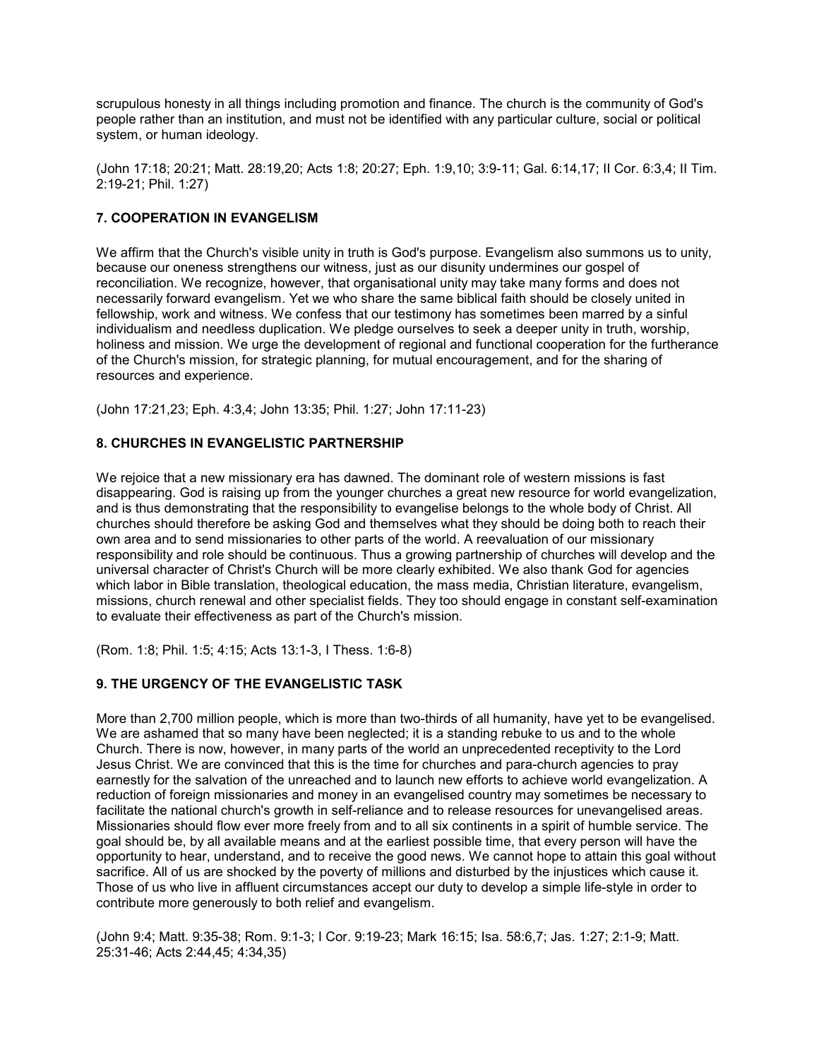scrupulous honesty in all things including promotion and finance. The church is the community of God's people rather than an institution, and must not be identified with any particular culture, social or political system, or human ideology.

(John 17:18; 20:21; Matt. 28:19,20; Acts 1:8; 20:27; Eph. 1:9,10; 3:9-11; Gal. 6:14,17; II Cor. 6:3,4; II Tim. 2:19-21; Phil. 1:27)

### 7. COOPERATION IN EVANGELISM

We affirm that the Church's visible unity in truth is God's purpose. Evangelism also summons us to unity, because our oneness strengthens our witness, just as our disunity undermines our gospel of reconciliation. We recognize, however, that organisational unity may take many forms and does not necessarily forward evangelism. Yet we who share the same biblical faith should be closely united in fellowship, work and witness. We confess that our testimony has sometimes been marred by a sinful individualism and needless duplication. We pledge ourselves to seek a deeper unity in truth, worship, holiness and mission. We urge the development of regional and functional cooperation for the furtherance of the Church's mission, for strategic planning, for mutual encouragement, and for the sharing of resources and experience.

(John 17:21,23; Eph. 4:3,4; John 13:35; Phil. 1:27; John 17:11-23)

### 8. CHURCHES IN EVANGELISTIC PARTNERSHIP

We rejoice that a new missionary era has dawned. The dominant role of western missions is fast disappearing. God is raising up from the younger churches a great new resource for world evangelization, and is thus demonstrating that the responsibility to evangelise belongs to the whole body of Christ. All churches should therefore be asking God and themselves what they should be doing both to reach their own area and to send missionaries to other parts of the world. A reevaluation of our missionary responsibility and role should be continuous. Thus a growing partnership of churches will develop and the universal character of Christ's Church will be more clearly exhibited. We also thank God for agencies which labor in Bible translation, theological education, the mass media, Christian literature, evangelism, missions, church renewal and other specialist fields. They too should engage in constant self-examination to evaluate their effectiveness as part of the Church's mission.

(Rom. 1:8; Phil. 1:5; 4:15; Acts 13:1-3, I Thess. 1:6-8)

### 9. THE URGENCY OF THE EVANGELISTIC TASK

More than 2,700 million people, which is more than two-thirds of all humanity, have yet to be evangelised. We are ashamed that so many have been neglected; it is a standing rebuke to us and to the whole Church. There is now, however, in many parts of the world an unprecedented receptivity to the Lord Jesus Christ. We are convinced that this is the time for churches and para-church agencies to pray earnestly for the salvation of the unreached and to launch new efforts to achieve world evangelization. A reduction of foreign missionaries and money in an evangelised country may sometimes be necessary to facilitate the national church's growth in self-reliance and to release resources for unevangelised areas. Missionaries should flow ever more freely from and to all six continents in a spirit of humble service. The goal should be, by all available means and at the earliest possible time, that every person will have the opportunity to hear, understand, and to receive the good news. We cannot hope to attain this goal without sacrifice. All of us are shocked by the poverty of millions and disturbed by the injustices which cause it. Those of us who live in affluent circumstances accept our duty to develop a simple life-style in order to contribute more generously to both relief and evangelism.

(John 9:4; Matt. 9:35-38; Rom. 9:1-3; I Cor. 9:19-23; Mark 16:15; Isa. 58:6,7; Jas. 1:27; 2:1-9; Matt. 25:31-46; Acts 2:44,45; 4:34,35)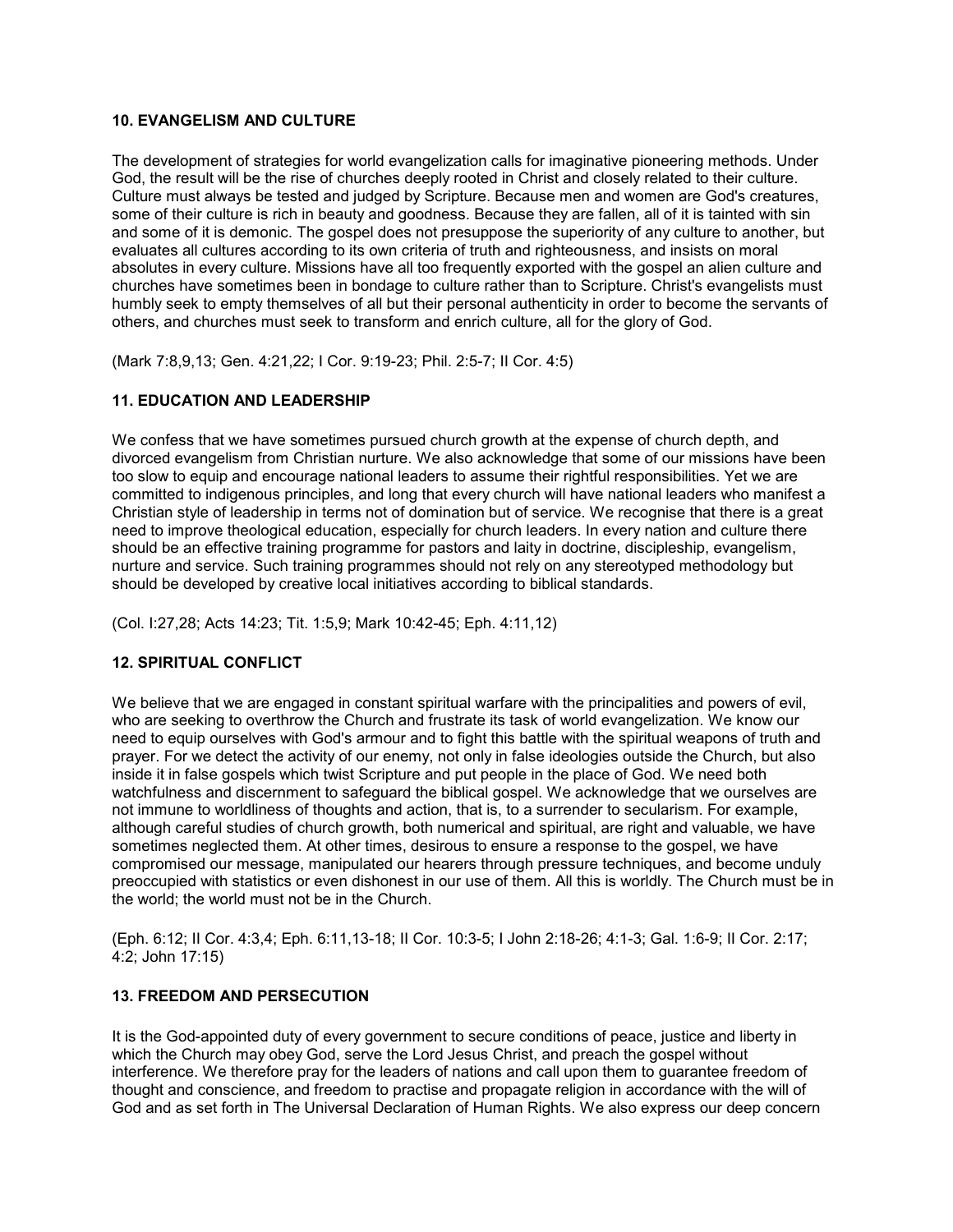### 10. EVANGELISM AND CULTURE

The development of strategies for world evangelization calls for imaginative pioneering methods. Under God, the result will be the rise of churches deeply rooted in Christ and closely related to their culture. Culture must always be tested and judged by Scripture. Because men and women are God's creatures, some of their culture is rich in beauty and goodness. Because they are fallen, all of it is tainted with sin and some of it is demonic. The gospel does not presuppose the superiority of any culture to another, but evaluates all cultures according to its own criteria of truth and righteousness, and insists on moral absolutes in every culture. Missions have all too frequently exported with the gospel an alien culture and churches have sometimes been in bondage to culture rather than to Scripture. Christ's evangelists must humbly seek to empty themselves of all but their personal authenticity in order to become the servants of others, and churches must seek to transform and enrich culture, all for the glory of God.

(Mark 7:8,9,13; Gen. 4:21,22; I Cor. 9:19-23; Phil. 2:5-7; II Cor. 4:5)

### 11. EDUCATION AND LEADERSHIP

We confess that we have sometimes pursued church growth at the expense of church depth, and divorced evangelism from Christian nurture. We also acknowledge that some of our missions have been too slow to equip and encourage national leaders to assume their rightful responsibilities. Yet we are committed to indigenous principles, and long that every church will have national leaders who manifest a Christian style of leadership in terms not of domination but of service. We recognise that there is a great need to improve theological education, especially for church leaders. In every nation and culture there should be an effective training programme for pastors and laity in doctrine, discipleship, evangelism, nurture and service. Such training programmes should not rely on any stereotyped methodology but should be developed by creative local initiatives according to biblical standards.

(Col. I:27,28; Acts 14:23; Tit. 1:5,9; Mark 10:42-45; Eph. 4:11,12)

### 12. SPIRITUAL CONFLICT

We believe that we are engaged in constant spiritual warfare with the principalities and powers of evil, who are seeking to overthrow the Church and frustrate its task of world evangelization. We know our need to equip ourselves with God's armour and to fight this battle with the spiritual weapons of truth and prayer. For we detect the activity of our enemy, not only in false ideologies outside the Church, but also inside it in false gospels which twist Scripture and put people in the place of God. We need both watchfulness and discernment to safeguard the biblical gospel. We acknowledge that we ourselves are not immune to worldliness of thoughts and action, that is, to a surrender to secularism. For example, although careful studies of church growth, both numerical and spiritual, are right and valuable, we have sometimes neglected them. At other times, desirous to ensure a response to the gospel, we have compromised our message, manipulated our hearers through pressure techniques, and become unduly preoccupied with statistics or even dishonest in our use of them. All this is worldly. The Church must be in the world; the world must not be in the Church.

(Eph. 6:12; II Cor. 4:3,4; Eph. 6:11,13-18; II Cor. 10:3-5; I John 2:18-26; 4:1-3; Gal. 1:6-9; II Cor. 2:17; 4:2; John 17:15)

### 13. FREEDOM AND PERSECUTION

It is the God-appointed duty of every government to secure conditions of peace, justice and liberty in which the Church may obey God, serve the Lord Jesus Christ, and preach the gospel without interference. We therefore pray for the leaders of nations and call upon them to guarantee freedom of thought and conscience, and freedom to practise and propagate religion in accordance with the will of God and as set forth in The Universal Declaration of Human Rights. We also express our deep concern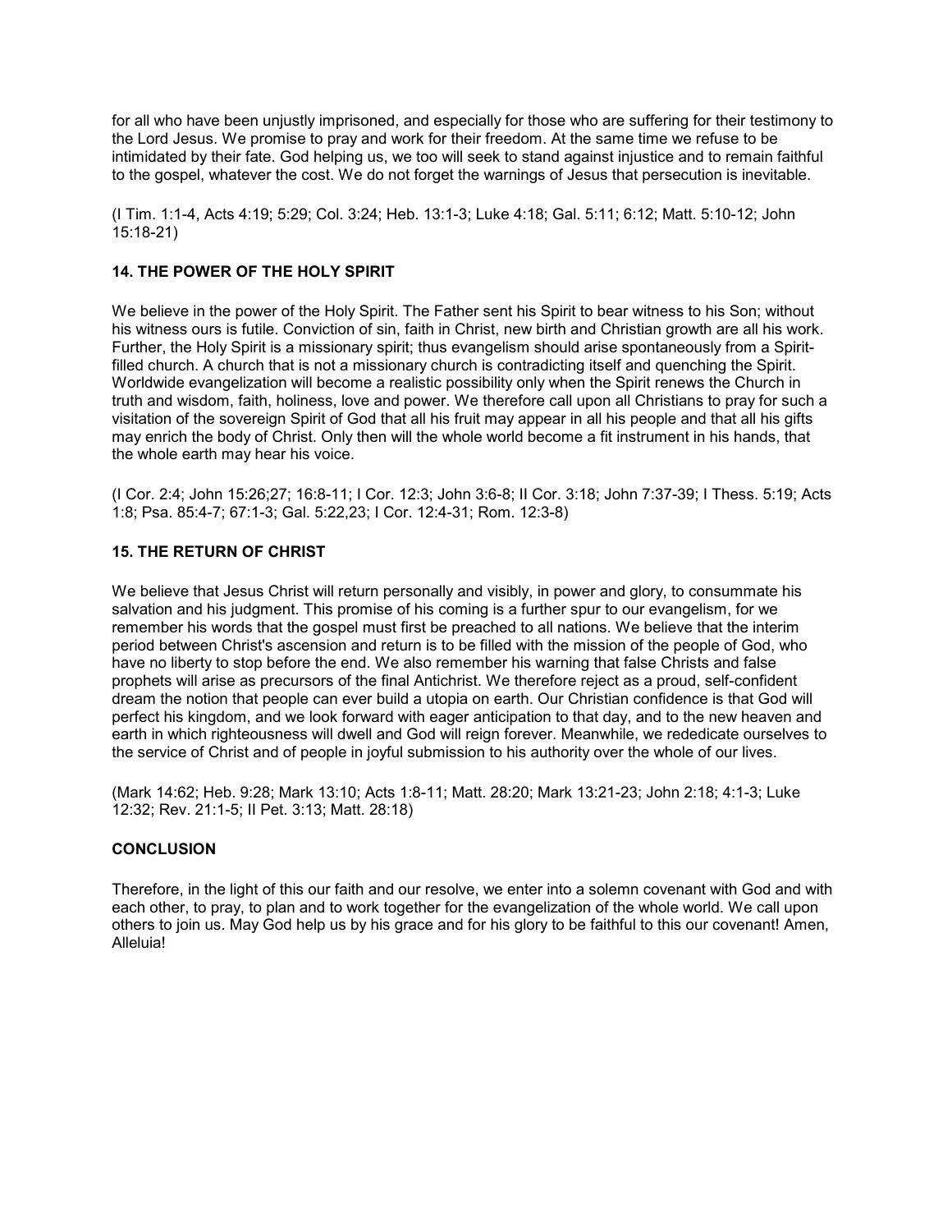for all who have been unjustly imprisoned, and especially for those who are suffering for their testimony to the Lord Jesus. We promise to pray and work for their freedom. At the same time we refuse to be intimidated by their fate. God helping us, we too will seek to stand against injustice and to remain faithful to the gospel, whatever the cost. We do not forget the warnings of Jesus that persecution is inevitable.

(I Tim. 1:1-4, Acts 4:19; 5:29; Col. 3:24; Heb. 13:1-3; Luke 4:18; Gal. 5:11; 6:12; Matt. 5:10-12; John 15:18-21)

### 14. THE POWER OF THE HOLY SPIRIT

We believe in the power of the Holy Spirit. The Father sent his Spirit to bear witness to his Son; without his witness ours is futile. Conviction of sin, faith in Christ, new birth and Christian growth are all his work. Further, the Holy Spirit is a missionary spirit; thus evangelism should arise spontaneously from a Spirit-filled church. A church that is not a missionary church is contradicting itself and quenching the Spirit. Worldwide evangelization will become a realistic possibility only when the Spirit renews the Church in truth and wisdom, faith, holiness, love and power. We therefore call upon all Christians to pray for such a visitation of the sovereign Spirit of God that all his fruit may appear in all his people and that all his gifts may enrich the body of Christ. Only then will the whole world become a fit instrument in his hands, that the whole earth may hear his voice.

(I Cor. 2:4; John 15:26;27; 16:8-11; I Cor. 12:3; John 3:6-8; II Cor. 3:18; John 7:37-39; I Thess. 5:19; Acts 1:8; Psa. 85:4-7; 67:1-3; Gal. 5:22,23; I Cor. 12:4-31; Rom. 12:3-8)

### 15. THE RETURN OF CHRIST

We believe that Jesus Christ will return personally and visibly, in power and glory, to consummate his salvation and his judgment. This promise of his coming is a further spur to our evangelism, for we remember his words that the gospel must first be preached to all nations. We believe that the interim period between Christ's ascension and return is to be filled with the mission of the people of God, who have no liberty to stop before the end. We also remember his warning that false Christs and false prophets will arise as precursors of the final Antichrist. We therefore reject as a proud, self-confident dream the notion that people can ever build a utopia on earth. Our Christian confidence is that God will perfect his kingdom, and we look forward with eager anticipation to that day, and to the new heaven and earth in which righteousness will dwell and God will reign forever. Meanwhile, we rededicate ourselves to the service of Christ and of people in joyful submission to his authority over the whole of our lives.

(Mark 14:62; Heb. 9:28; Mark 13:10; Acts 1:8-11; Matt. 28:20; Mark 13:21-23; John 2:18; 4:1-3; Luke 12:32; Rev. 21:1-5; II Pet. 3:13; Matt. 28:18)

### CONCLUSION

Therefore, in the light of this our faith and our resolve, we enter into a solemn covenant with God and with each other, to pray, to plan and to work together for the evangelization of the whole world. We call upon others to join us. May God help us by his grace and for his glory to be faithful to this our covenant! Amen, Alleluia!